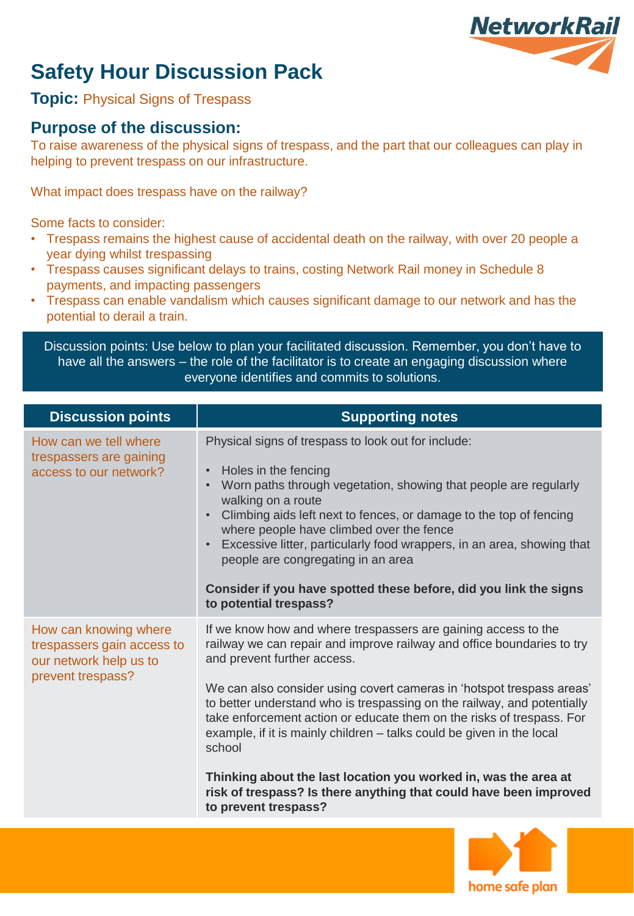# Safety Hour Discussion Pack

**Topic:** Physical Signs of Trespass

## Purpose of the discussion:

To raise awareness of the physical signs of trespass, and the part that our colleagues can play in helping to prevent trespass on our infrastructure.

What impact does trespass have on the railway?

Some facts to consider:

- Trespass remains the highest cause of accidental death on the railway, with over 20 people a year dying whilst trespassing
- Trespass causes significant delays to trains, costing Network Rail money in Schedule 8 payments, and impacting passengers
- Trespass can enable vandalism which causes significant damage to our network and has the potential to derail a train.

Discussion points: Use below to plan your facilitated discussion. Remember, you don't have to have all the answers – the role of the facilitator is to create an engaging discussion where everyone identifies and commits to solutions.

| Discussion points | Supporting notes |
| --- | --- |
| How can we tell where trespassers are gaining access to our network? | Physical signs of trespass to look out for include:<br><br>• Holes in the fencing<br>• Worn paths through vegetation, showing that people are regularly walking on a route<br>• Climbing aids left next to fences, or damage to the top of fencing where people have climbed over the fence<br>• Excessive litter, particularly food wrappers, in an area, showing that people are congregating in an area<br><br>**Consider if you have spotted these before, did you link the signs to potential trespass?** |
| How can knowing where trespassers gain access to our network help us to prevent trespass? | If we know how and where trespassers are gaining access to the railway we can repair and improve railway and office boundaries to try and prevent further access.<br><br>We can also consider using covert cameras in 'hotspot trespass areas' to better understand who is trespassing on the railway, and potentially take enforcement action or educate them on the risks of trespass. For example, if it is mainly children – talks could be given in the local school<br><br>**Thinking about the last location you worked in, was the area at risk of trespass? Is there anything that could have been improved to prevent trespass?** |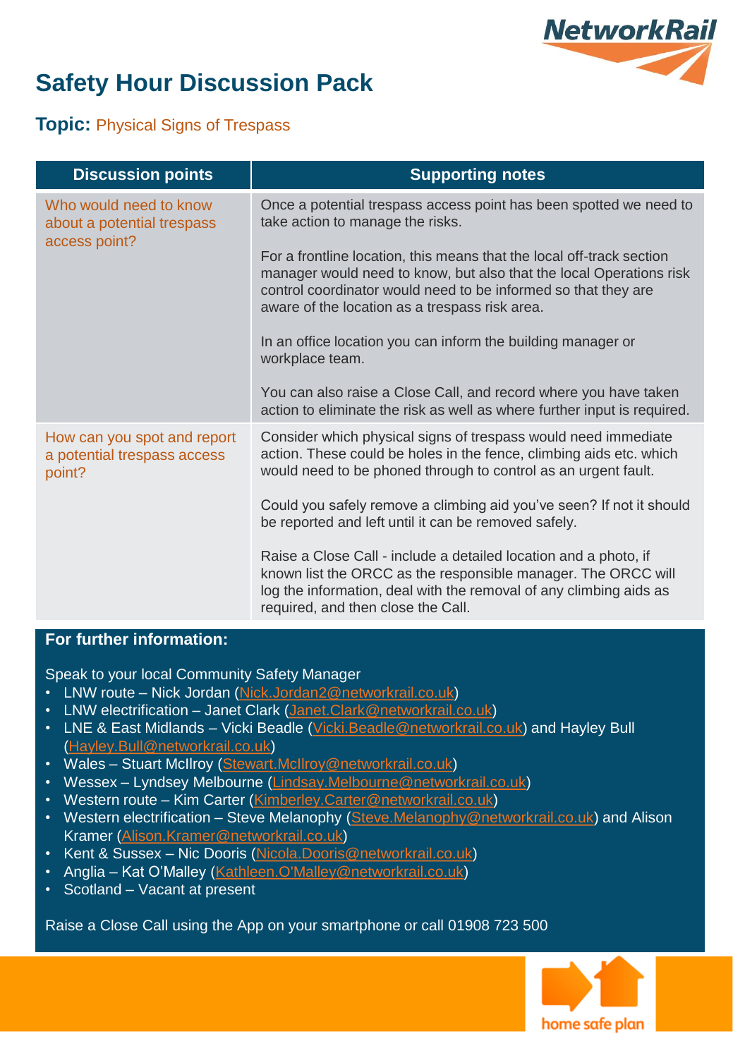# Safety Hour Discussion Pack

**Topic:** Physical Signs of Trespass

| Discussion points | Supporting notes |
|---|---|
| Who would need to know about a potential trespass access point? | Once a potential trespass access point has been spotted we need to take action to manage the risks.<br><br>For a frontline location, this means that the local off-track section manager would need to know, but also that the local Operations risk control coordinator would need to be informed so that they are aware of the location as a trespass risk area.<br><br>In an office location you can inform the building manager or workplace team.<br><br>You can also raise a Close Call, and record where you have taken action to eliminate the risk as well as where further input is required. |
| How can you spot and report a potential trespass access point? | Consider which physical signs of trespass would need immediate action. These could be holes in the fence, climbing aids etc. which would need to be phoned through to control as an urgent fault.<br><br>Could you safely remove a climbing aid you've seen? If not it should be reported and left until it can be removed safely.<br><br>Raise a Close Call - include a detailed location and a photo, if known list the ORCC as the responsible manager. The ORCC will log the information, deal with the removal of any climbing aids as required, and then close the Call. |

**For further information:**

Speak to your local Community Safety Manager

- LNW route – Nick Jordan (Nick.Jordan2@networkrail.co.uk)
- LNW electrification – Janet Clark (Janet.Clark@networkrail.co.uk)
- LNE & East Midlands – Vicki Beadle (Vicki.Beadle@networkrail.co.uk) and Hayley Bull (Hayley.Bull@networkrail.co.uk)
- Wales – Stuart McIlroy (Stewart.McIlroy@networkrail.co.uk)
- Wessex – Lyndsey Melbourne (Lindsay.Melbourne@networkrail.co.uk)
- Western route – Kim Carter (Kimberley.Carter@networkrail.co.uk)
- Western electrification – Steve Melanophy (Steve.Melanophy@networkrail.co.uk) and Alison Kramer (Alison.Kramer@networkrail.co.uk)
- Kent & Sussex – Nic Dooris (Nicola.Dooris@networkrail.co.uk)
- Anglia – Kat O'Malley (Kathleen.O'Malley@networkrail.co.uk)
- Scotland – Vacant at present

Raise a Close Call using the App on your smartphone or call 01908 723 500